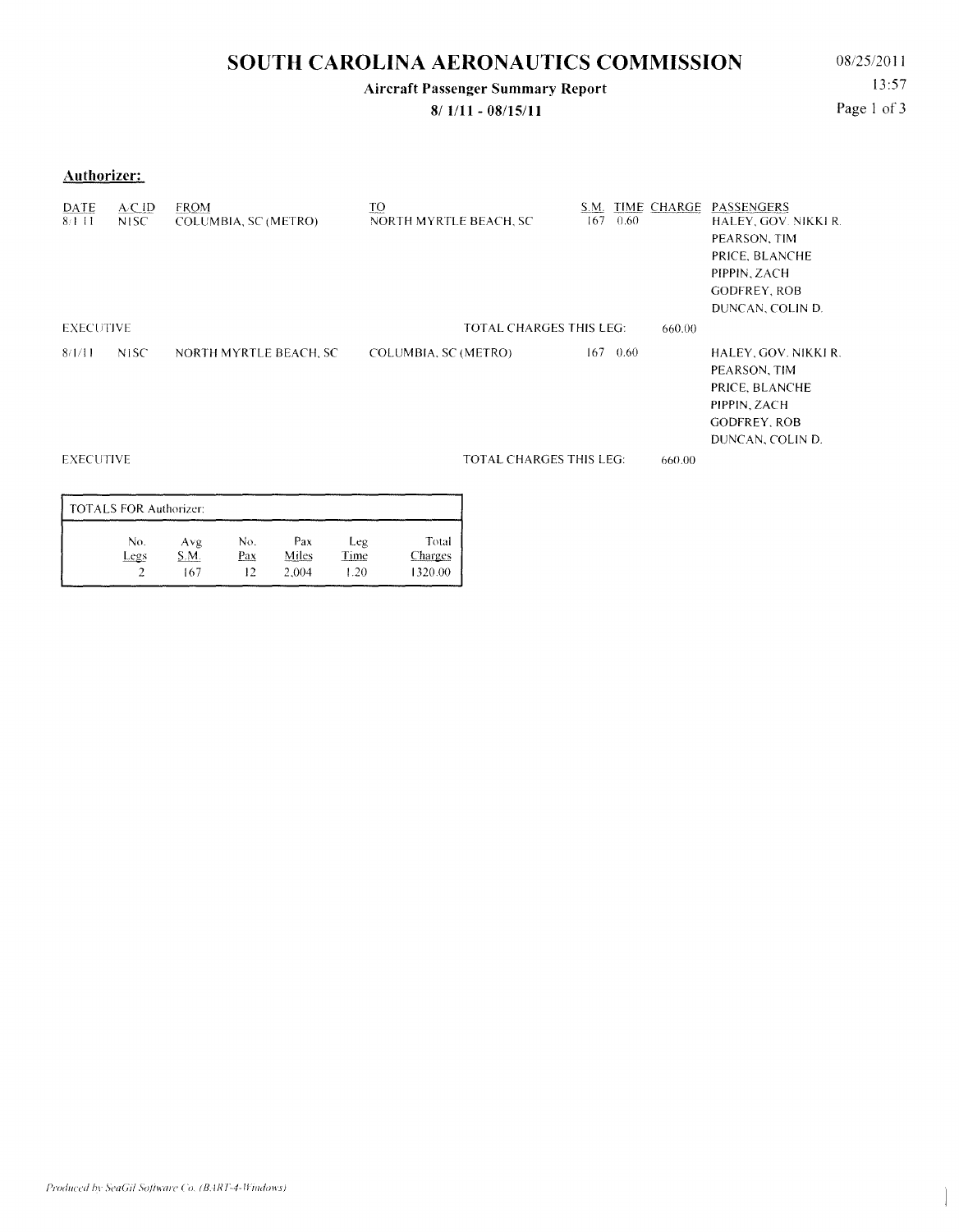# SOUTH CAROLINA AERONAUTICS COMMISSION

08/25/2011

13:57

**Aircraft Passenger Summary Report**

**8/ 1/11 - 08/15/11**

**Authorizer:**

| DATE | A/C ID | FROM | TO | S.M. | TIME | CHARGE | PASSENGERS |
|---|---|---|---|---|---|---|---|
| 8/1/11 | N1SC | COLUMBIA, SC (METRO) | NORTH MYRTLE BEACH, SC | 167 | 0.60 | | HALEY, GOV. NIKKI R.<br>PEARSON, TIM<br>PRICE, BLANCHE<br>PIPPIN, ZACH<br>GODFREY, ROB<br>DUNCAN, COLIN D. |
| EXECUTIVE | | | TOTAL CHARGES THIS LEG: | | | 660.00 | |
| 8/1/11 | N1SC | NORTH MYRTLE BEACH, SC | COLUMBIA, SC (METRO) | 167 | 0.60 | | HALEY, GOV. NIKKI R.<br>PEARSON, TIM<br>PRICE, BLANCHE<br>PIPPIN, ZACH<br>GODFREY, ROB<br>DUNCAN, COLIN D. |
| EXECUTIVE | | | TOTAL CHARGES THIS LEG: | | | 660.00 | |

**TOTALS FOR Authorizer:**

| No. Legs | Avg S.M. | No. Pax | Pax Miles | Leg Time | Total Charges |
|---|---|---|---|---|---|
| 2 | 167 | 12 | 2,004 | 1.20 | 1320.00 |

*Produced by SeaGil Software Co. (BART-4-Windows)*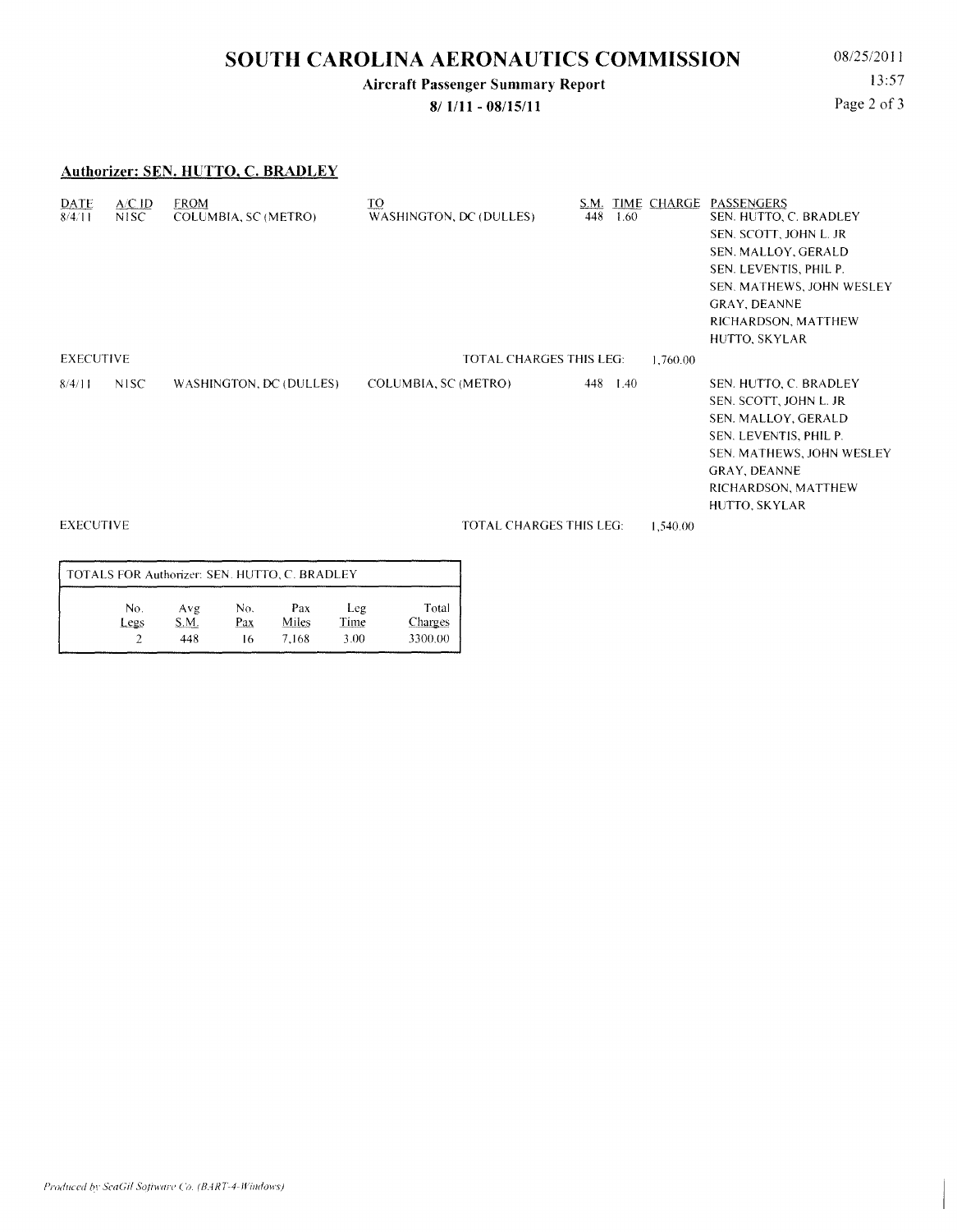# SOUTH CAROLINA AERONAUTICS COMMISSION

**Aircraft Passenger Summary Report**

**8/ 1/11 - 08/15/11**

08/25/2011
13:57

## Authorizer: SEN. HUTTO, C. BRADLEY

| DATE | A/C ID | FROM | TO | S.M. | TIME | CHARGE | PASSENGERS |
|---|---|---|---|---|---|---|---|
| 8/4/11 | N1SC | COLUMBIA, SC (METRO) | WASHINGTON, DC (DULLES) | 448 | 1.60 | | SEN. HUTTO, C. BRADLEY<br>SEN. SCOTT, JOHN L. JR<br>SEN. MALLOY, GERALD<br>SEN. LEVENTIS, PHIL P.<br>SEN. MATHEWS, JOHN WESLEY<br>GRAY, DEANNE<br>RICHARDSON, MATTHEW<br>HUTTO, SKYLAR |
| EXECUTIVE | | | TOTAL CHARGES THIS LEG: | | | 1,760.00 | |
| 8/4/11 | N1SC | WASHINGTON, DC (DULLES) | COLUMBIA, SC (METRO) | 448 | 1.40 | | SEN. HUTTO, C. BRADLEY<br>SEN. SCOTT, JOHN L. JR<br>SEN. MALLOY, GERALD<br>SEN. LEVENTIS, PHIL P.<br>SEN. MATHEWS, JOHN WESLEY<br>GRAY, DEANNE<br>RICHARDSON, MATTHEW<br>HUTTO, SKYLAR |
| EXECUTIVE | | | TOTAL CHARGES THIS LEG: | | | 1,540.00 | |

**TOTALS FOR Authorizer: SEN. HUTTO, C. BRADLEY**

| No. Legs | Avg S.M. | No. Pax | Pax Miles | Leg Time | Total Charges |
|---|---|---|---|---|---|
| 2 | 448 | 16 | 7,168 | 3.00 | 3300.00 |

*Produced by SeaGil Software Co. (BART-4-Windows)*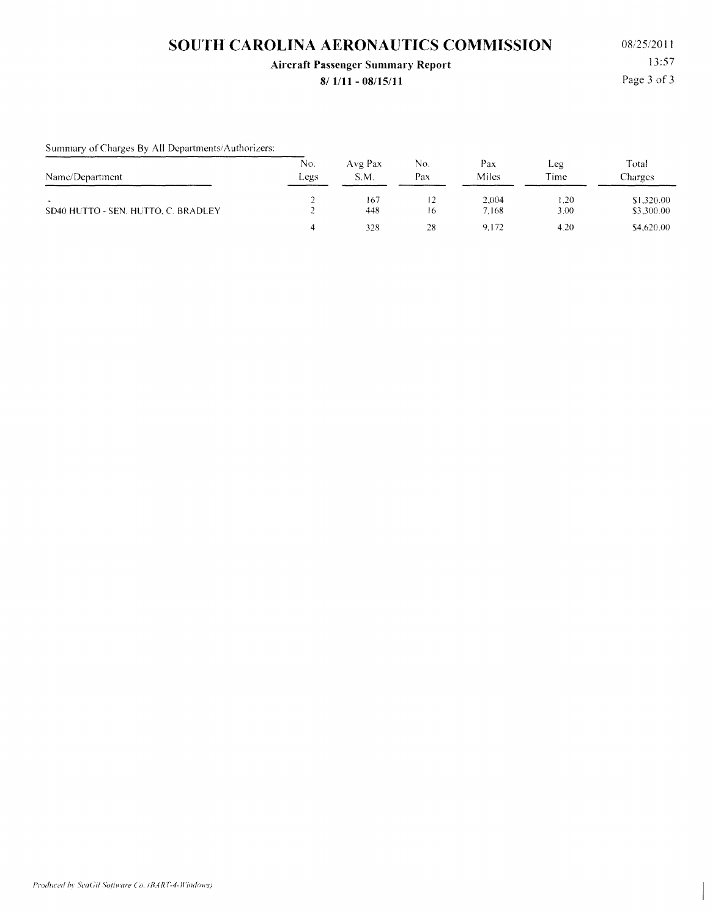# SOUTH CAROLINA AERONAUTICS COMMISSION

**Aircraft Passenger Summary Report**

**8/ 1/11 - 08/15/11**

08/25/2011

13:57

Summary of Charges By All Departments/Authorizers:

| Name/Department | No. Legs | Avg Pax S.M. | No. Pax | Pax Miles | Leg Time | Total Charges |
|---|---|---|---|---|---|---|
| - | 2 | 167 | 12 | 2,004 | 1.20 | $1,320.00 |
| SD40 HUTTO - SEN. HUTTO, C. BRADLEY | 2 | 448 | 16 | 7,168 | 3.00 | $3,300.00 |
| | 4 | 328 | 28 | 9,172 | 4.20 | $4,620.00 |

*Produced by SeaGil Software Co. (BART-4-Windows)*